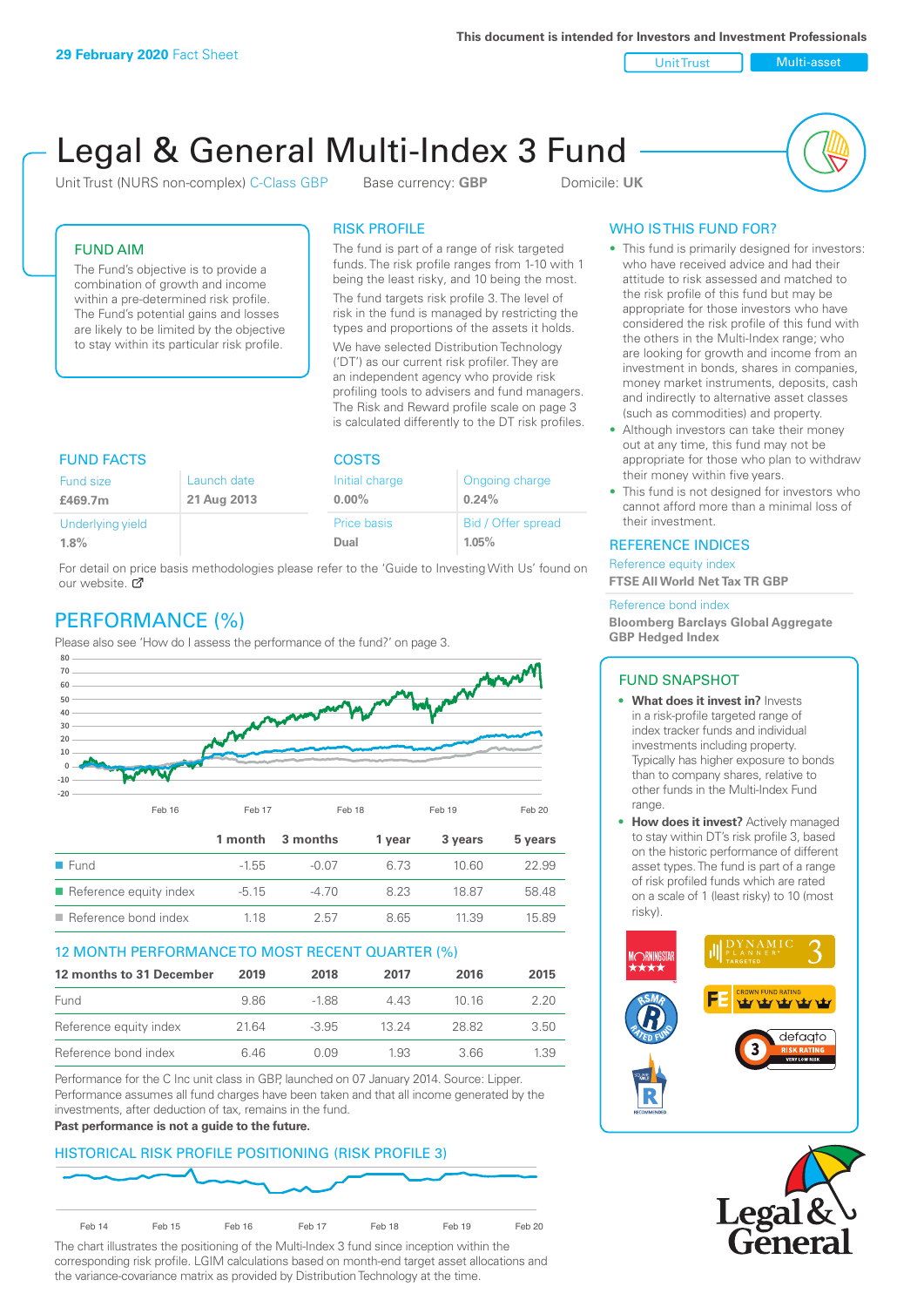**29 February 2020** Fact Sheet

This document is intended for Investors and Investment Professionals

Unit Trust | Multi-asset

# Legal & General Multi-Index 3 Fund

Unit Trust (NURS non-complex) C-Class GBP   Base currency: **GBP**   Domicile: **UK**

## FUND AIM

The Fund's objective is to provide a combination of growth and income within a pre-determined risk profile. The Fund's potential gains and losses are likely to be limited by the objective to stay within its particular risk profile.

## RISK PROFILE

The fund is part of a range of risk targeted funds. The risk profile ranges from 1-10 with 1 being the least risky, and 10 being the most.

The fund targets risk profile 3. The level of risk in the fund is managed by restricting the types and proportions of the assets it holds.

We have selected Distribution Technology ('DT') as our current risk profiler. They are an independent agency who provide risk profiling tools to advisers and fund managers. The Risk and Reward profile scale on page 3 is calculated differently to the DT risk profiles.

## WHO IS THIS FUND FOR?

- This fund is primarily designed for investors: who have received advice and had their attitude to risk assessed and matched to the risk profile of this fund but may be appropriate for those investors who have considered the risk profile of this fund with the others in the Multi-Index range; who are looking for growth and income from an investment in bonds, shares in companies, money market instruments, deposits, cash and indirectly to alternative asset classes (such as commodities) and property.
- Although investors can take their money out at any time, this fund may not be appropriate for those who plan to withdraw their money within five years.
- This fund is not designed for investors who cannot afford more than a minimal loss of their investment.

## FUND FACTS

| Fund size | Launch date |
|---|---|
| **£469.7m** | **21 Aug 2013** |
| Underlying yield | |
| **1.8%** | |

## COSTS

| Initial charge | Ongoing charge |
|---|---|
| **0.00%** | **0.24%** |
| Price basis | Bid / Offer spread |
| **Dual** | **1.05%** |

For detail on price basis methodologies please refer to the 'Guide to Investing With Us' found on our website.

## REFERENCE INDICES

Reference equity index
**FTSE All World Net Tax TR GBP**

Reference bond index
**Bloomberg Barclays Global Aggregate GBP Hedged Index**

## PERFORMANCE (%)

Please also see 'How do I assess the performance of the fund?' on page 3.

| | 1 month | 3 months | 1 year | 3 years | 5 years |
|---|---|---|---|---|---|
| Fund | -1.55 | -0.07 | 6.73 | 10.60 | 22.99 |
| Reference equity index | -5.15 | -4.70 | 8.23 | 18.87 | 58.48 |
| Reference bond index | 1.18 | 2.57 | 8.65 | 11.39 | 15.89 |

## 12 MONTH PERFORMANCE TO MOST RECENT QUARTER (%)

| 12 months to 31 December | 2019 | 2018 | 2017 | 2016 | 2015 |
|---|---|---|---|---|---|
| Fund | 9.86 | -1.88 | 4.43 | 10.16 | 2.20 |
| Reference equity index | 21.64 | -3.95 | 13.24 | 28.82 | 3.50 |
| Reference bond index | 6.46 | 0.09 | 1.93 | 3.66 | 1.39 |

Performance for the C Inc unit class in GBP, launched on 07 January 2014. Source: Lipper. Performance assumes all fund charges have been taken and that all income generated by the investments, after deduction of tax, remains in the fund.

**Past performance is not a guide to the future.**

## FUND SNAPSHOT

- **What does it invest in?** Invests in a risk-profile targeted range of index tracker funds and individual investments including property. Typically has higher exposure to bonds than to company shares, relative to other funds in the Multi-Index Fund range.
- **How does it invest?** Actively managed to stay within DT's risk profile 3, based on the historic performance of different asset types. The fund is part of a range of risk profiled funds which are rated on a scale of 1 (least risky) to 10 (most risky).

## HISTORICAL RISK PROFILE POSITIONING (RISK PROFILE 3)

The chart illustrates the positioning of the Multi-Index 3 fund since inception within the corresponding risk profile. LGIM calculations based on month-end target asset allocations and the variance-covariance matrix as provided by Distribution Technology at the time.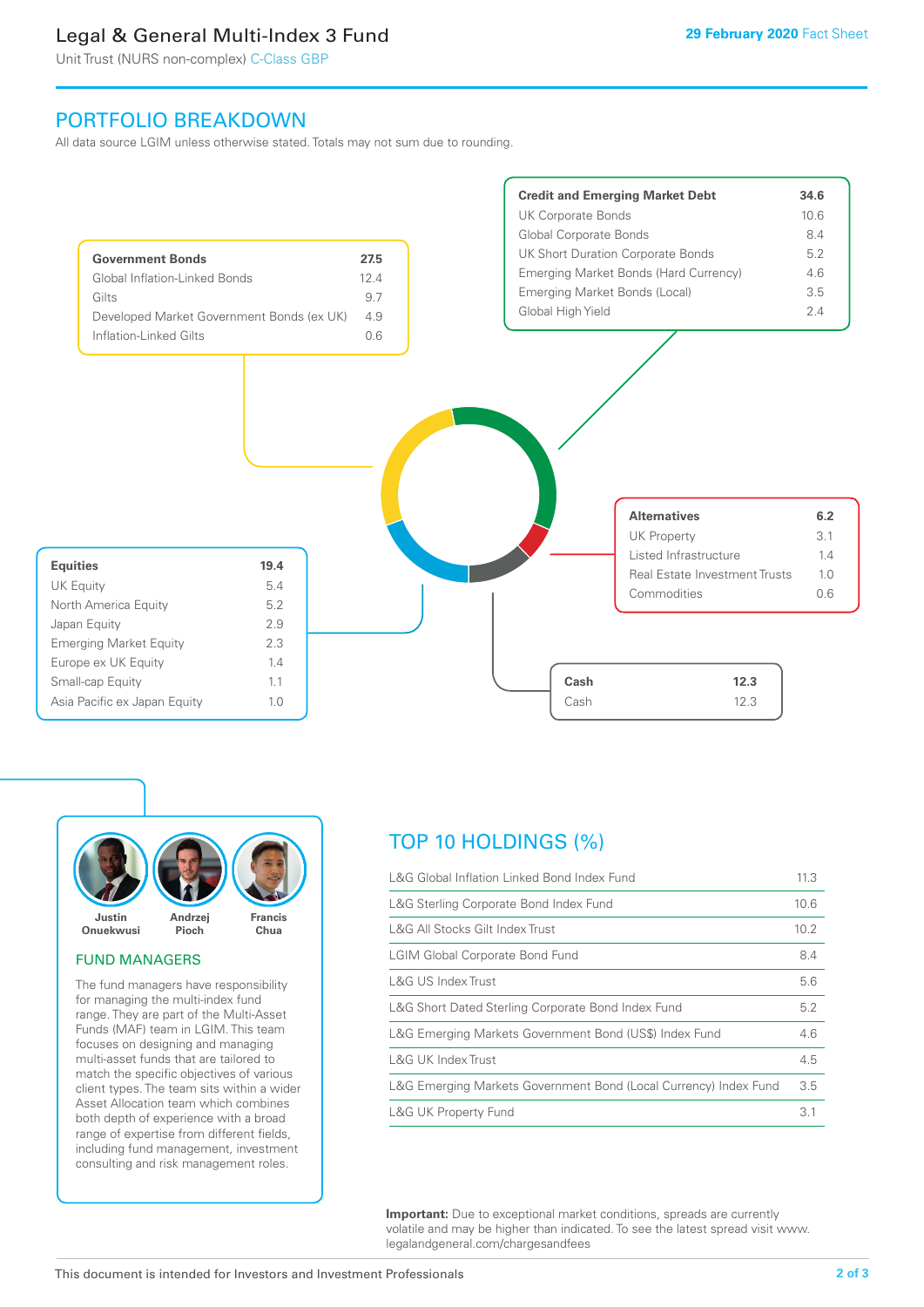# Legal & General Multi-Index 3 Fund

Unit Trust (NURS non-complex) C-Class GBP

**29 February 2020** Fact Sheet

## PORTFOLIO BREAKDOWN

All data source LGIM unless otherwise stated. Totals may not sum due to rounding.

| **Government Bonds** | **27.5** |
|---|---|
| Global Inflation-Linked Bonds | 12.4 |
| Gilts | 9.7 |
| Developed Market Government Bonds (ex UK) | 4.9 |
| Inflation-Linked Gilts | 0.6 |

| **Credit and Emerging Market Debt** | **34.6** |
|---|---|
| UK Corporate Bonds | 10.6 |
| Global Corporate Bonds | 8.4 |
| UK Short Duration Corporate Bonds | 5.2 |
| Emerging Market Bonds (Hard Currency) | 4.6 |
| Emerging Market Bonds (Local) | 3.5 |
| Global High Yield | 2.4 |

| **Alternatives** | **6.2** |
|---|---|
| UK Property | 3.1 |
| Listed Infrastructure | 1.4 |
| Real Estate Investment Trusts | 1.0 |
| Commodities | 0.6 |

| **Equities** | **19.4** |
|---|---|
| UK Equity | 5.4 |
| North America Equity | 5.2 |
| Japan Equity | 2.9 |
| Emerging Market Equity | 2.3 |
| Europe ex UK Equity | 1.4 |
| Small-cap Equity | 1.1 |
| Asia Pacific ex Japan Equity | 1.0 |

| **Cash** | **12.3** |
|---|---|
| Cash | 12.3 |

Justin Onuekwusi, Andrzej Pioch, Francis Chua

### FUND MANAGERS

The fund managers have responsibility for managing the multi-index fund range. They are part of the Multi-Asset Funds (MAF) team in LGIM. This team focuses on designing and managing multi-asset funds that are tailored to match the specific objectives of various client types. The team sits within a wider Asset Allocation team which combines both depth of experience with a broad range of expertise from different fields, including fund management, investment consulting and risk management roles.

## TOP 10 HOLDINGS (%)

| Holding | % |
|---|---|
| L&G Global Inflation Linked Bond Index Fund | 11.3 |
| L&G Sterling Corporate Bond Index Fund | 10.6 |
| L&G All Stocks Gilt Index Trust | 10.2 |
| LGIM Global Corporate Bond Fund | 8.4 |
| L&G US Index Trust | 5.6 |
| L&G Short Dated Sterling Corporate Bond Index Fund | 5.2 |
| L&G Emerging Markets Government Bond (US$) Index Fund | 4.6 |
| L&G UK Index Trust | 4.5 |
| L&G Emerging Markets Government Bond (Local Currency) Index Fund | 3.5 |
| L&G UK Property Fund | 3.1 |

**Important:** Due to exceptional market conditions, spreads are currently volatile and may be higher than indicated. To see the latest spread visit www.legalandgeneral.com/chargesandfees

This document is intended for Investors and Investment Professionals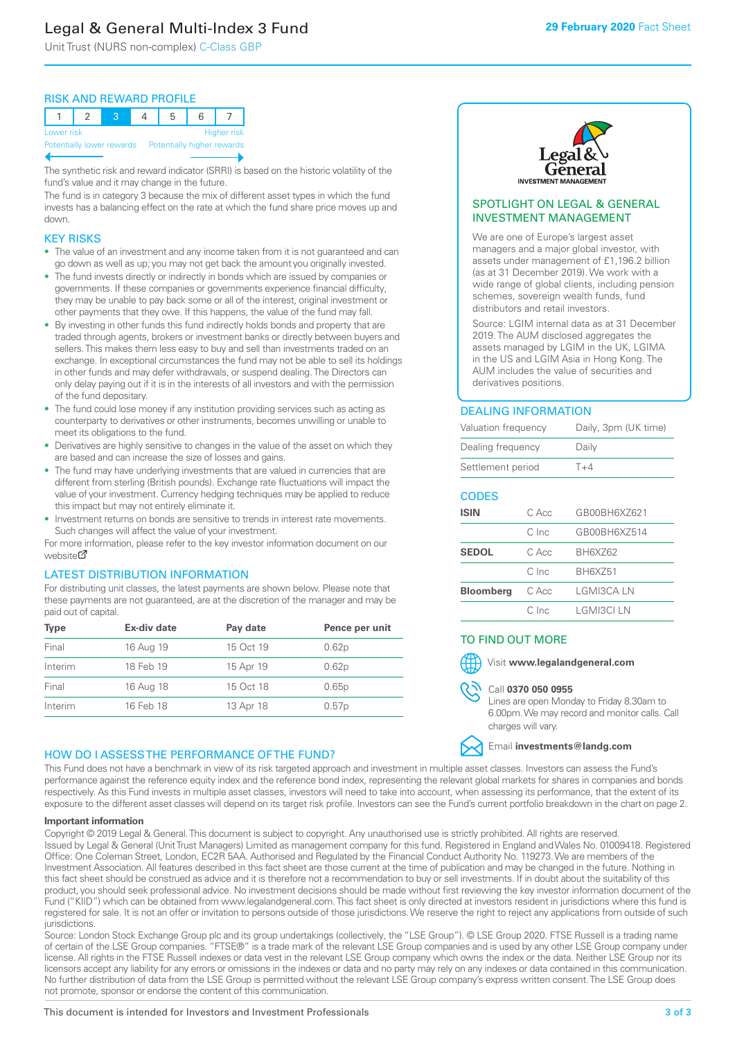# Legal & General Multi-Index 3 Fund

Unit Trust (NURS non-complex) C-Class GBP

29 February 2020 Fact Sheet

## RISK AND REWARD PROFILE

| 1 | 2 | 3 | 4 | 5 | 6 | 7 |
|---|---|---|---|---|---|---|

Lower risk — Higher risk

Potentially lower rewards — Potentially higher rewards

The synthetic risk and reward indicator (SRRI) is based on the historic volatility of the fund's value and it may change in the future.

The fund is in category 3 because the mix of different asset types in which the fund invests has a balancing effect on the rate at which the fund share price moves up and down.

## KEY RISKS

- The value of an investment and any income taken from it is not guaranteed and can go down as well as up; you may not get back the amount you originally invested.
- The fund invests directly or indirectly in bonds which are issued by companies or governments. If these companies or governments experience financial difficulty, they may be unable to pay back some or all of the interest, original investment or other payments that they owe. If this happens, the value of the fund may fall.
- By investing in other funds this fund indirectly holds bonds and property that are traded through agents, brokers or investment banks or directly between buyers and sellers. This makes them less easy to buy and sell than investments traded on an exchange. In exceptional circumstances the fund may not be able to sell its holdings in other funds and may defer withdrawals, or suspend dealing. The Directors can only delay paying out if it is in the interests of all investors and with the permission of the fund depositary.
- The fund could lose money if any institution providing services such as acting as counterparty to derivatives or other instruments, becomes unwilling or unable to meet its obligations to the fund.
- Derivatives are highly sensitive to changes in the value of the asset on which they are based and can increase the size of losses and gains.
- The fund may have underlying investments that are valued in currencies that are different from sterling (British pounds). Exchange rate fluctuations will impact the value of your investment. Currency hedging techniques may be applied to reduce this impact but may not entirely eliminate it.
- Investment returns on bonds are sensitive to trends in interest rate movements. Such changes will affect the value of your investment.

For more information, please refer to the key investor information document on our website

## LATEST DISTRIBUTION INFORMATION

For distributing unit classes, the latest payments are shown below. Please note that these payments are not guaranteed, are at the discretion of the manager and may be paid out of capital.

| Type | Ex-div date | Pay date | Pence per unit |
|---|---|---|---|
| Final | 16 Aug 19 | 15 Oct 19 | 0.62p |
| Interim | 18 Feb 19 | 15 Apr 19 | 0.62p |
| Final | 16 Aug 18 | 15 Oct 18 | 0.65p |
| Interim | 16 Feb 18 | 13 Apr 18 | 0.57p |

## SPOTLIGHT ON LEGAL & GENERAL INVESTMENT MANAGEMENT

We are one of Europe's largest asset managers and a major global investor, with assets under management of £1,196.2 billion (as at 31 December 2019). We work with a wide range of global clients, including pension schemes, sovereign wealth funds, fund distributors and retail investors.

Source: LGIM internal data as at 31 December 2019. The AUM disclosed aggregates the assets managed by LGIM in the UK, LGIMA in the US and LGIM Asia in Hong Kong. The AUM includes the value of securities and derivatives positions.

## DEALING INFORMATION

| | |
|---|---|
| Valuation frequency | Daily, 3pm (UK time) |
| Dealing frequency | Daily |
| Settlement period | T+4 |

## CODES

| | | |
|---|---|---|
| **ISIN** | C Acc | GB00BH6XZ621 |
| | C Inc | GB00BH6XZ514 |
| **SEDOL** | C Acc | BH6XZ62 |
| | C Inc | BH6XZ51 |
| **Bloomberg** | C Acc | LGMI3CA LN |
| | C Inc | LGMI3CI LN |

## TO FIND OUT MORE

Visit **www.legalandgeneral.com**

Call **0370 050 0955**
Lines are open Monday to Friday 8.30am to 6.00pm. We may record and monitor calls. Call charges will vary.

Email **investments@landg.com**

## HOW DO I ASSESS THE PERFORMANCE OF THE FUND?

This Fund does not have a benchmark in view of its risk targeted approach and investment in multiple asset classes. Investors can assess the Fund's performance against the reference equity index and the reference bond index, representing the relevant global markets for shares in companies and bonds respectively. As this Fund invests in multiple asset classes, investors will need to take into account, when assessing its performance, that the extent of its exposure to the different asset classes will depend on its target risk profile. Investors can see the Fund's current portfolio breakdown in the chart on page 2.

### Important information

Copyright © 2019 Legal & General. This document is subject to copyright. Any unauthorised use is strictly prohibited. All rights are reserved.

Issued by Legal & General (Unit Trust Managers) Limited as management company for this fund. Registered in England and Wales No. 01009418. Registered Office: One Coleman Street, London, EC2R 5AA. Authorised and Regulated by the Financial Conduct Authority No. 119273. We are members of the Investment Association. All features described in this fact sheet are those current at the time of publication and may be changed in the future. Nothing in this fact sheet should be construed as advice and it is therefore not a recommendation to buy or sell investments. If in doubt about the suitability of this product, you should seek professional advice. No investment decisions should be made without first reviewing the key investor information document of the Fund ("KIID") which can be obtained from www.legalandgeneral.com. This fact sheet is only directed at investors resident in jurisdictions where this fund is registered for sale. It is not an offer or invitation to persons outside of those jurisdictions. We reserve the right to reject any applications from outside of such jurisdictions.

Source: London Stock Exchange Group plc and its group undertakings (collectively, the "LSE Group"). © LSE Group 2020. FTSE Russell is a trading name of certain of the LSE Group companies. "FTSE®" is a trade mark of the relevant LSE Group companies and is used by any other LSE Group company under license. All rights in the FTSE Russell indexes or data vest in the relevant LSE Group company which owns the index or the data. Neither LSE Group nor its licensors accept any liability for any errors or omissions in the indexes or data and no party may rely on any indexes or data contained in this communication. No further distribution of data from the LSE Group is permitted without the relevant LSE Group company's express written consent. The LSE Group does not promote, sponsor or endorse the content of this communication.

This document is intended for Investors and Investment Professionals